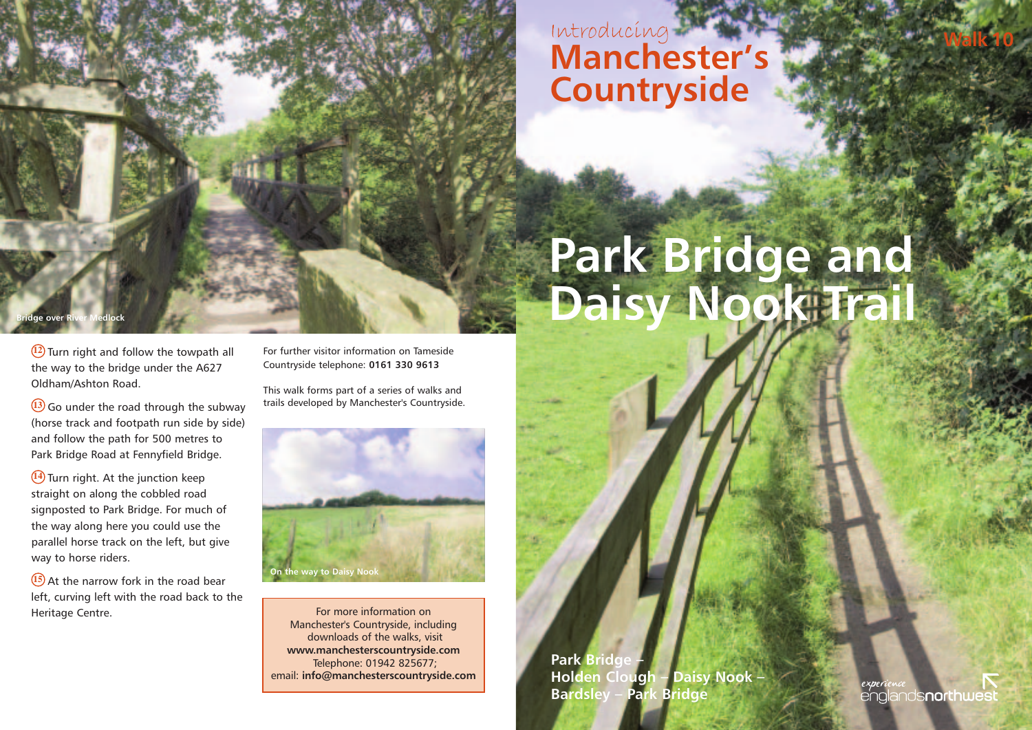Bridge over River Medlock

12 Turn right and follow the towpath all the way to the bridge under the A627 Oldham/Ashton Road.

13 Go under the road through the subway (horse track and footpath run side by side) and follow the path for 500 metres to Park Bridge Road at Fennyfield Bridge.

14 Turn right. At the junction keep straight on along the cobbled road signposted to Park Bridge. For much of the way along here you could use the parallel horse track on the left, but give way to horse riders.

15 At the narrow fork in the road bear left, curving left with the road back to the Heritage Centre.

For further visitor information on Tameside Countryside telephone: **0161 330 9613**

This walk forms part of a series of walks and trails developed by Manchester's Countryside.

On the way to Daisy Nook

For more information on Manchester's Countryside, including downloads of the walks, visit
**www.manchesterscountryside.com**
Telephone: 01942 825677;
email: **info@manchesterscountryside.com**

*Introducing*

# Manchester's Countryside

Walk 10

# Park Bridge and Daisy Nook Trail

**Park Bridge – Holden Clough – Daisy Nook – Bardsley – Park Bridge**

*experience* englandsnorthwest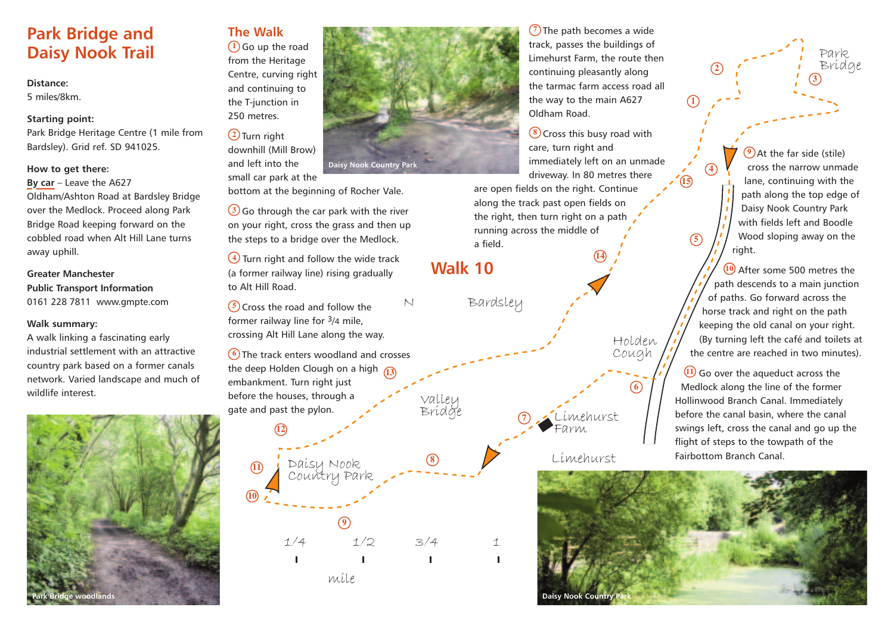# Park Bridge and Daisy Nook Trail

**Distance:**
5 miles/8km.

**Starting point:**
Park Bridge Heritage Centre (1 mile from Bardsley). Grid ref. SD 941025.

**How to get there:**
**By car** – Leave the A627 Oldham/Ashton Road at Bardsley Bridge over the Medlock. Proceed along Park Bridge Road keeping forward on the cobbled road when Alt Hill Lane turns away uphill.

**Greater Manchester Public Transport Information**
0161 228 7811 www.gmpte.com

**Walk summary:**
A walk linking a fascinating early industrial settlement with an attractive country park based on a former canals network. Varied landscape and much of wildlife interest.

Park Bridge woodlands

## The Walk

Daisy Nook Country Park

1. Go up the road from the Heritage Centre, curving right and continuing to the T-junction in 250 metres.

2. Turn right downhill (Mill Brow) and left into the small car park at the bottom at the beginning of Rocher Vale.

3. Go through the car park with the river on your right, cross the grass and then up the steps to a bridge over the Medlock.

4. Turn right and follow the wide track (a former railway line) rising gradually to Alt Hill Road.

5. Cross the road and follow the former railway line for 3/4 mile, crossing Alt Hill Lane along the way.

6. The track enters woodland and crosses the deep Holden Clough on a high embankment. Turn right just before the houses, through a gate and past the pylon.

7. The path becomes a wide track, passes the buildings of Limehurst Farm, the route then continuing pleasantly along the tarmac farm access road all the way to the main A627 Oldham Road.

8. Cross this busy road with care, turn right and immediately left on an unmade driveway. In 80 metres there are open fields on the right. Continue along the track past open fields on the right, then turn right on a path running across the middle of a field.

9. At the far side (stile) cross the narrow unmade lane, continuing with the path along the top edge of Daisy Nook Country Park with fields left and Boodle Wood sloping away on the right.

10. After some 500 metres the path descends to a main junction of paths. Go forward across the horse track and right on the path keeping the old canal on your right. (By turning left the café and toilets at the centre are reached in two minutes).

11. Go over the aqueduct across the Medlock along the line of the former Hollinwood Branch Canal. Immediately before the canal basin, where the canal swings left, cross the canal and go up the flight of steps to the towpath of the Fairbottom Branch Canal.

## Walk 10

Park Bridge
Bardsley
Holden Clough
Valley Bridge
Limehurst Farm
Limehurst
Daisy Nook Country Park
N

1/4 1/2 3/4 1
mile

Daisy Nook Country Park